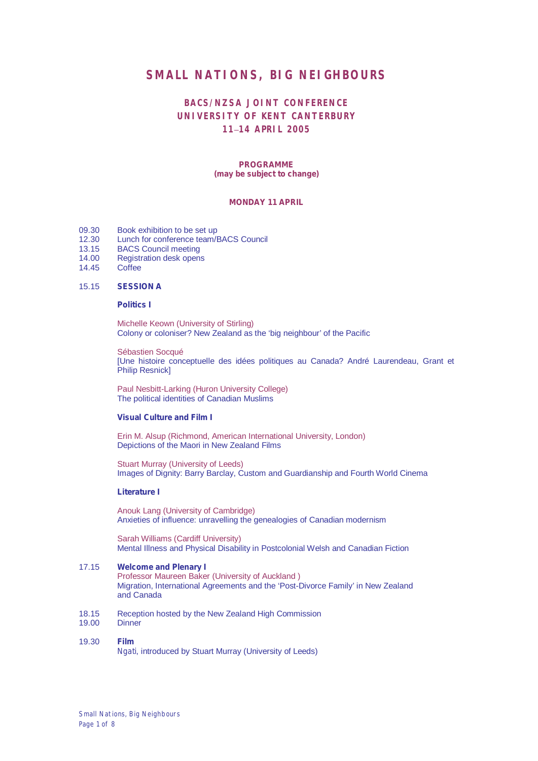# SMALL NATIONS, BIG NEIGHBOURS

## BACS/NZSA JOINT CONFERENCE
## UNIVERSITY OF KENT CANTERBURY
## 11–14 APRIL 2005

**PROGRAMME**
**(may be subject to change)**

### MONDAY 11 APRIL

09.30 Book exhibition to be set up
12.30 Lunch for conference team/BACS Council
13.15 BACS Council meeting
14.00 Registration desk opens
14.45 Coffee

15.15 **SESSION A**

**Politics I**

Michelle Keown (University of Stirling)
Colony or coloniser? New Zealand as the 'big neighbour' of the Pacific

Sébastien Socqué
[Une histoire conceptuelle des idées politiques au Canada? André Laurendeau, Grant et Philip Resnick]

Paul Nesbitt-Larking (Huron University College)
The political identities of Canadian Muslims

**Visual Culture and Film I**

Erin M. Alsup (Richmond, American International University, London)
Depictions of the Maori in New Zealand Films

Stuart Murray (University of Leeds)
Images of Dignity: Barry Barclay, Custom and Guardianship and Fourth World Cinema

**Literature I**

Anouk Lang (University of Cambridge)
Anxieties of influence: unravelling the genealogies of Canadian modernism

Sarah Williams (Cardiff University)
Mental Illness and Physical Disability in Postcolonial Welsh and Canadian Fiction

17.15 **Welcome and Plenary I**
Professor Maureen Baker (University of Auckland )
Migration, International Agreements and the 'Post-Divorce Family' in New Zealand and Canada

18.15 Reception hosted by the New Zealand High Commission
19.00 Dinner

19.30 **Film**
*Ngati*, introduced by Stuart Murray (University of Leeds)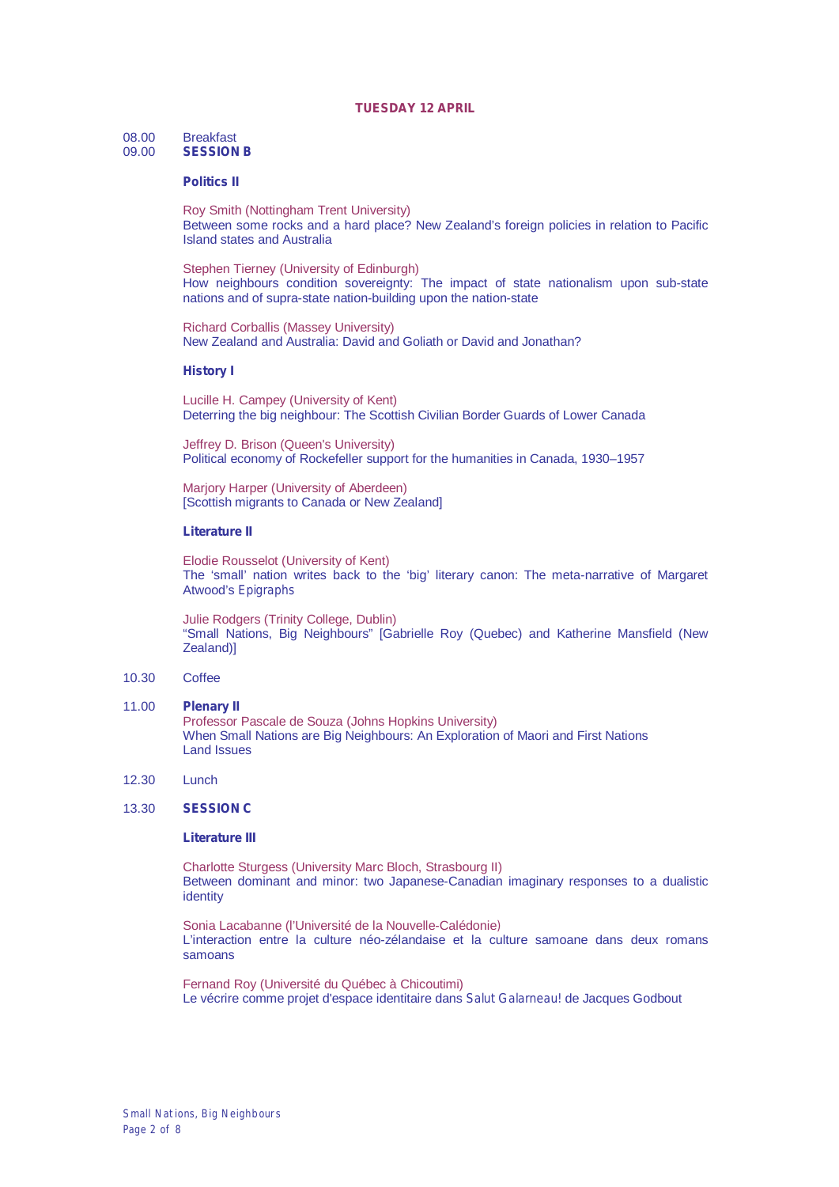## TUESDAY 12 APRIL

08.00 Breakfast

09.00 **SESSION B**

**Politics II**

Roy Smith (Nottingham Trent University)
Between some rocks and a hard place? New Zealand's foreign policies in relation to Pacific Island states and Australia

Stephen Tierney (University of Edinburgh)
How neighbours condition sovereignty: The impact of state nationalism upon sub-state nations and of supra-state nation-building upon the nation-state

Richard Corballis (Massey University)
New Zealand and Australia: David and Goliath or David and Jonathan?

**History I**

Lucille H. Campey (University of Kent)
Deterring the big neighbour: The Scottish Civilian Border Guards of Lower Canada

Jeffrey D. Brison (Queen's University)
Political economy of Rockefeller support for the humanities in Canada, 1930–1957

Marjory Harper (University of Aberdeen)
[Scottish migrants to Canada or New Zealand]

**Literature II**

Elodie Rousselot (University of Kent)
The 'small' nation writes back to the 'big' literary canon: The meta-narrative of Margaret Atwood's *Epigraphs*

Julie Rodgers (Trinity College, Dublin)
"Small Nations, Big Neighbours" [Gabrielle Roy (Quebec) and Katherine Mansfield (New Zealand)]

10.30 Coffee

11.00 **Plenary II**
Professor Pascale de Souza (Johns Hopkins University)
When Small Nations are Big Neighbours: An Exploration of Maori and First Nations Land Issues

12.30 Lunch

13.30 **SESSION C**

**Literature III**

Charlotte Sturgess (University Marc Bloch, Strasbourg II)
Between dominant and minor: two Japanese-Canadian imaginary responses to a dualistic identity

Sonia Lacabanne (l'Université de la Nouvelle-Calédonie)
L'interaction entre la culture néo-zélandaise et la culture samoane dans deux romans samoans

Fernand Roy (Université du Québec à Chicoutimi)
Le vécrire comme projet d'espace identitaire dans *Salut Galarneau!* de Jacques Godbout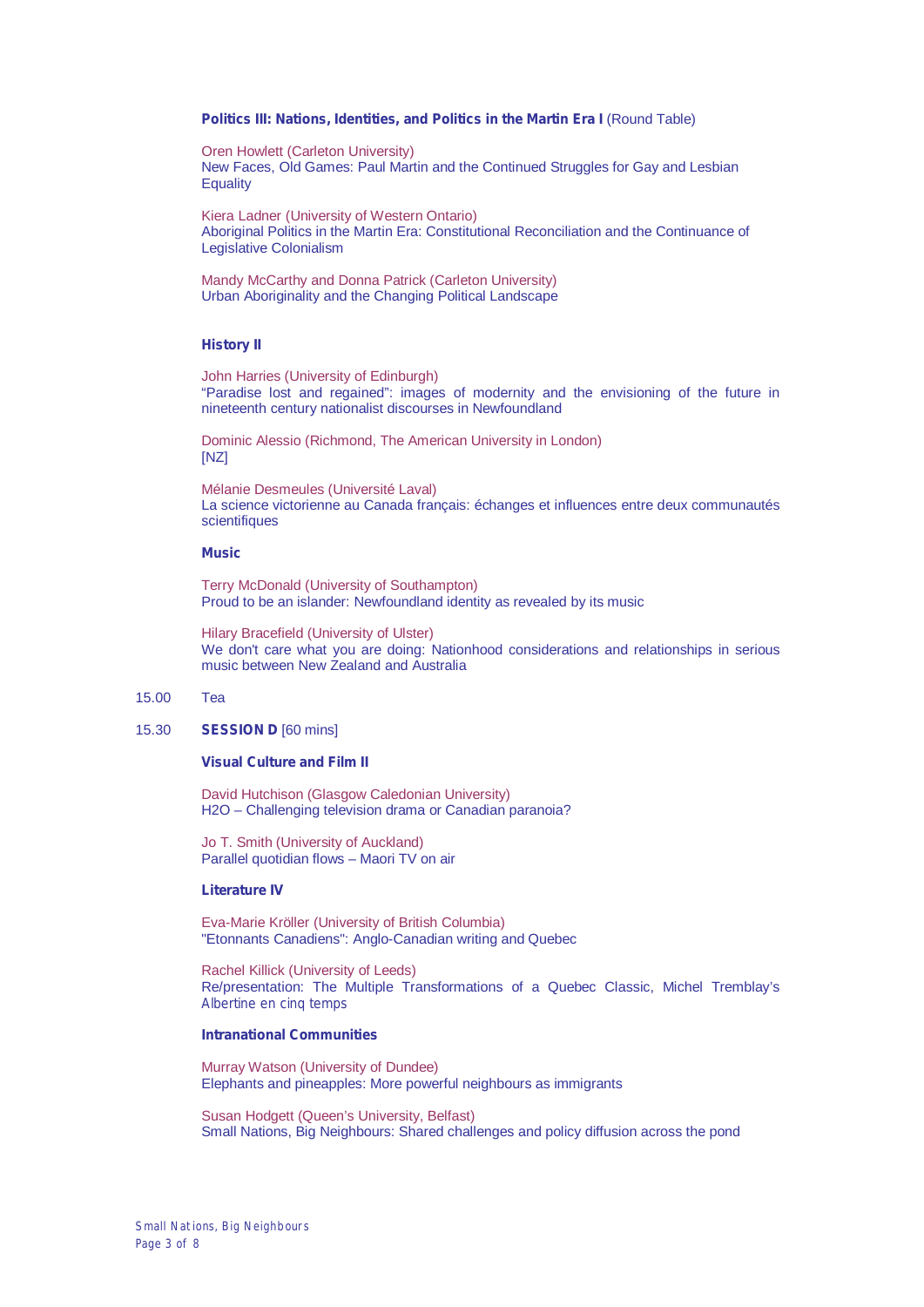**Politics III: Nations, Identities, and Politics in the Martin Era I** (Round Table)

Oren Howlett (Carleton University)
New Faces, Old Games: Paul Martin and the Continued Struggles for Gay and Lesbian Equality

Kiera Ladner (University of Western Ontario)
Aboriginal Politics in the Martin Era: Constitutional Reconciliation and the Continuance of Legislative Colonialism

Mandy McCarthy and Donna Patrick (Carleton University)
Urban Aboriginality and the Changing Political Landscape

**History II**

John Harries (University of Edinburgh)
"Paradise lost and regained": images of modernity and the envisioning of the future in nineteenth century nationalist discourses in Newfoundland

Dominic Alessio (Richmond, The American University in London)
[NZ]

Mélanie Desmeules (Université Laval)
La science victorienne au Canada français: échanges et influences entre deux communautés scientifiques

**Music**

Terry McDonald (University of Southampton)
Proud to be an islander: Newfoundland identity as revealed by its music

Hilary Bracefield (University of Ulster)
We don't care what you are doing: Nationhood considerations and relationships in serious music between New Zealand and Australia

15.00 Tea

15.30 **SESSION D** [60 mins]

**Visual Culture and Film II**

David Hutchison (Glasgow Caledonian University)
H2O – Challenging television drama or Canadian paranoia?

Jo T. Smith (University of Auckland)
Parallel quotidian flows – Maori TV on air

**Literature IV**

Eva-Marie Kröller (University of British Columbia)
"Etonnants Canadiens": Anglo-Canadian writing and Quebec

Rachel Killick (University of Leeds)
Re/presentation: The Multiple Transformations of a Quebec Classic, Michel Tremblay's *Albertine en cinq temps*

**Intranational Communities**

Murray Watson (University of Dundee)
Elephants and pineapples: More powerful neighbours as immigrants

Susan Hodgett (Queen's University, Belfast)
Small Nations, Big Neighbours: Shared challenges and policy diffusion across the pond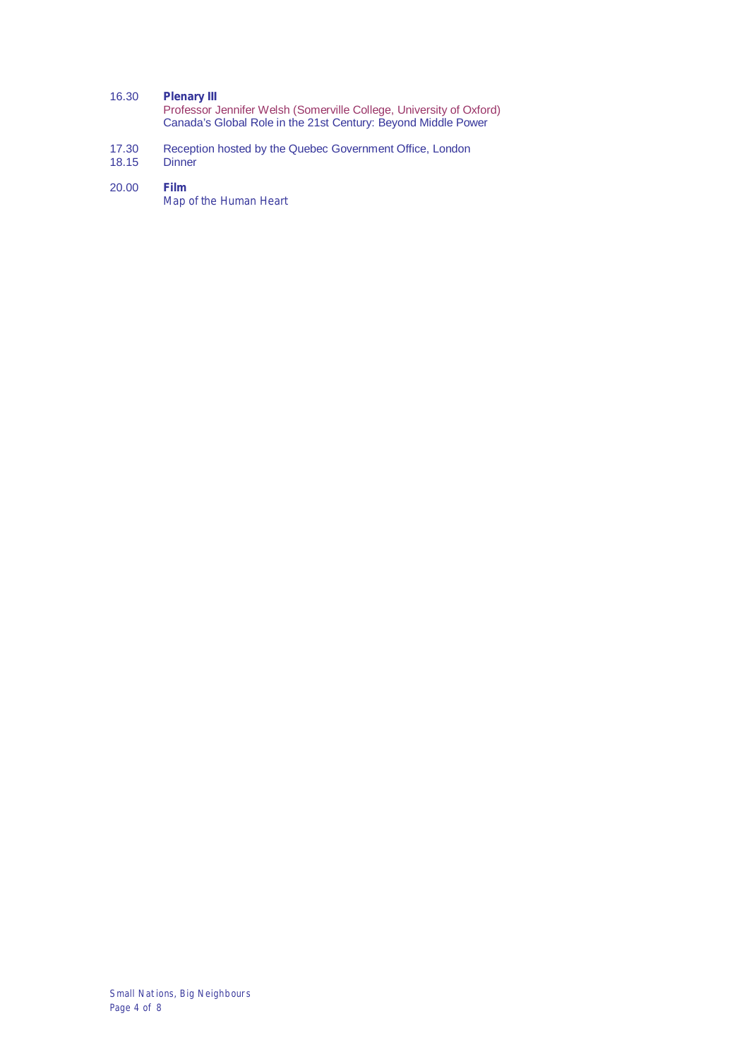16.30 **Plenary III**
Professor Jennifer Welsh (Somerville College, University of Oxford)
Canada's Global Role in the 21st Century: Beyond Middle Power

17.30 Reception hosted by the Quebec Government Office, London

18.15 Dinner

20.00 **Film**
Map of the Human Heart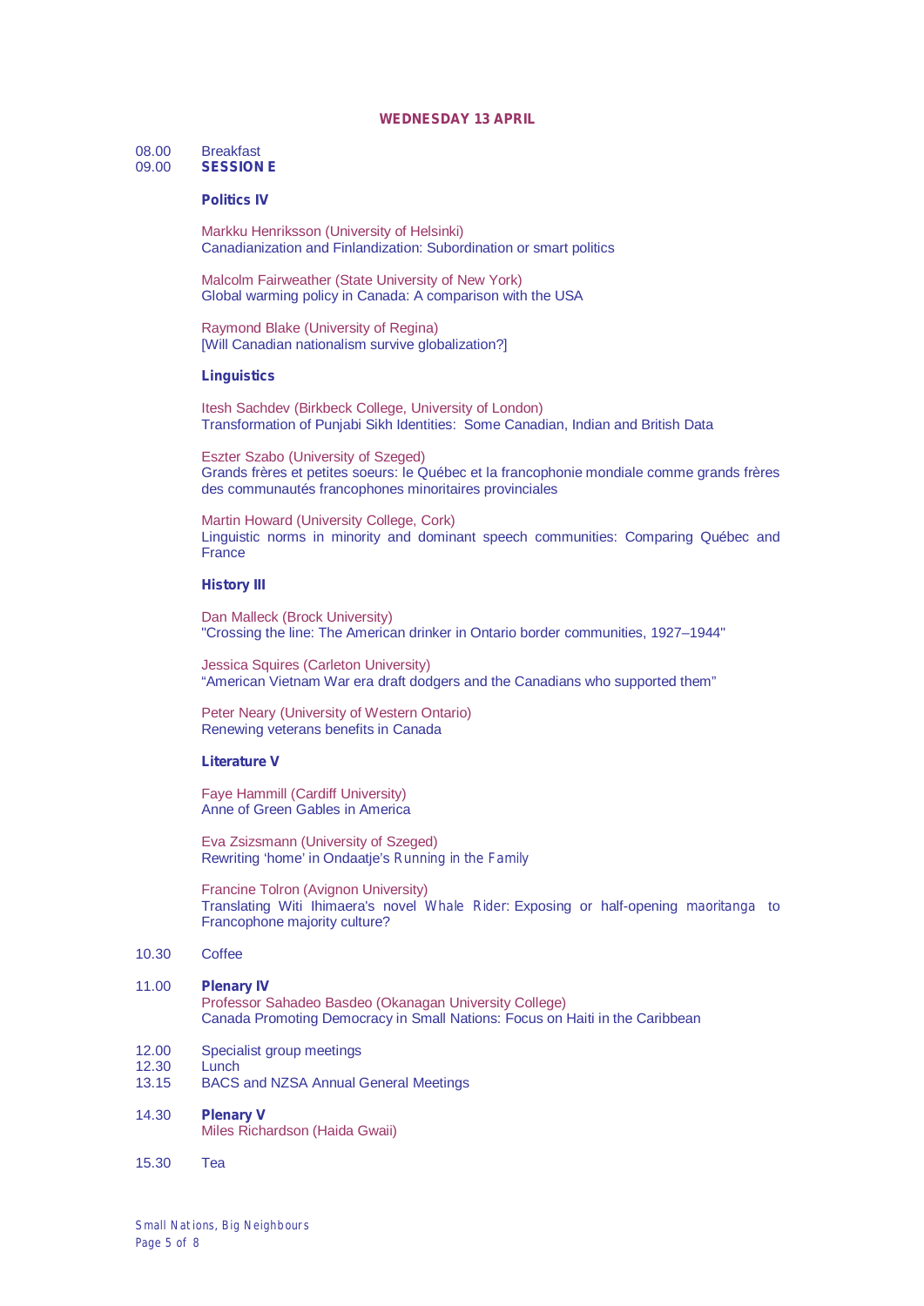## WEDNESDAY 13 APRIL

08.00 Breakfast
09.00 **SESSION E**

### Politics IV

Markku Henriksson (University of Helsinki)
Canadianization and Finlandization: Subordination or smart politics

Malcolm Fairweather (State University of New York)
Global warming policy in Canada: A comparison with the USA

Raymond Blake (University of Regina)
[Will Canadian nationalism survive globalization?]

### Linguistics

Itesh Sachdev (Birkbeck College, University of London)
Transformation of Punjabi Sikh Identities: Some Canadian, Indian and British Data

Eszter Szabo (University of Szeged)
Grands frères et petites soeurs: le Québec et la francophonie mondiale comme grands frères des communautés francophones minoritaires provinciales

Martin Howard (University College, Cork)
Linguistic norms in minority and dominant speech communities: Comparing Québec and France

### History III

Dan Malleck (Brock University)
"Crossing the line: The American drinker in Ontario border communities, 1927–1944"

Jessica Squires (Carleton University)
"American Vietnam War era draft dodgers and the Canadians who supported them"

Peter Neary (University of Western Ontario)
Renewing veterans benefits in Canada

### Literature V

Faye Hammill (Cardiff University)
Anne of Green Gables in America

Eva Zsizsmann (University of Szeged)
Rewriting 'home' in Ondaatje's *Running in the Family*

Francine Tolron (Avignon University)
Translating Witi Ihimaera's novel *Whale Rider*: Exposing or half-opening *maoritanga* to Francophone majority culture?

10.30 Coffee

11.00 **Plenary IV**
Professor Sahadeo Basdeo (Okanagan University College)
Canada Promoting Democracy in Small Nations: Focus on Haiti in the Caribbean

12.00 Specialist group meetings
12.30 Lunch
13.15 BACS and NZSA Annual General Meetings

14.30 **Plenary V**
Miles Richardson (Haida Gwaii)

15.30 Tea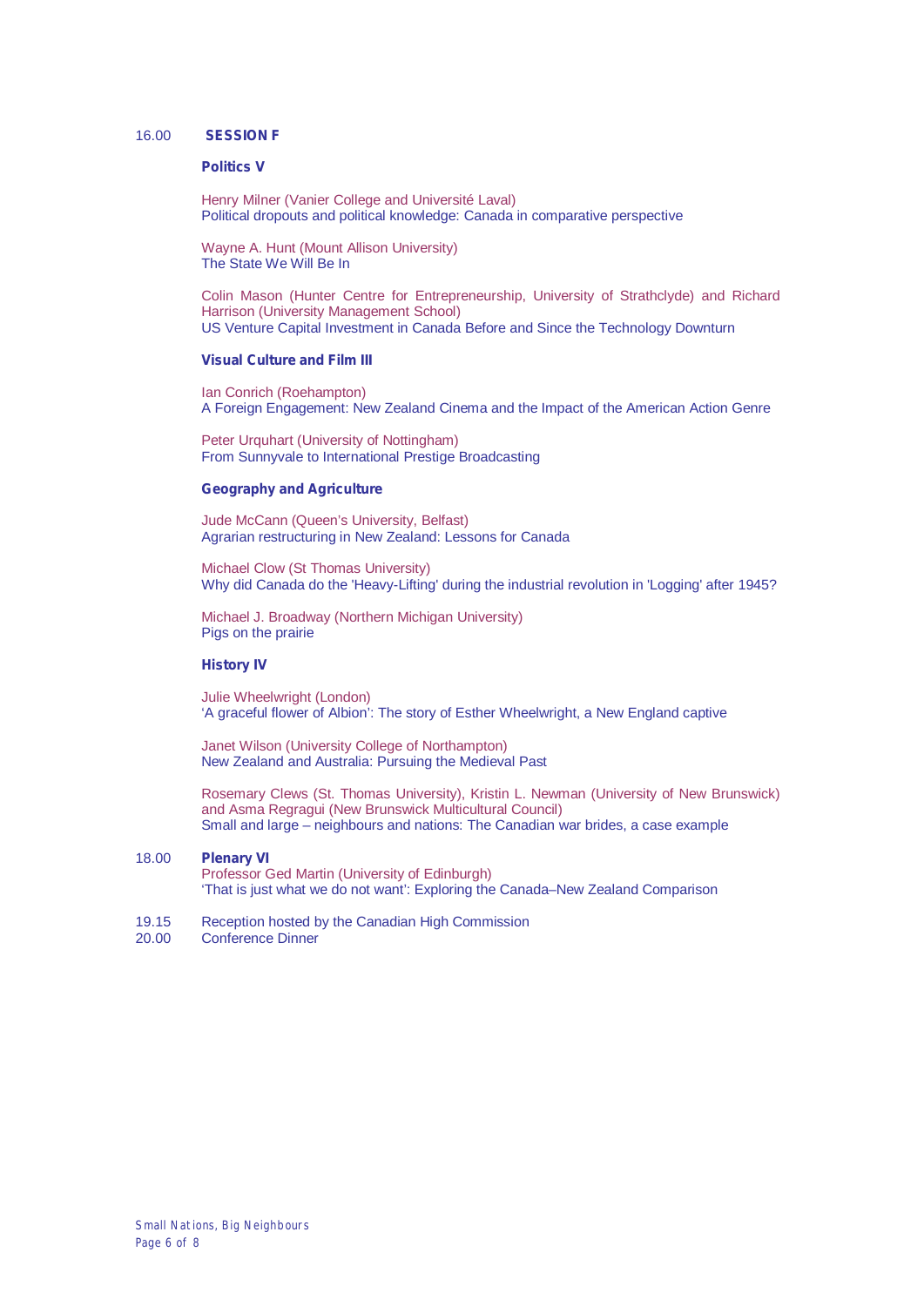16.00 **SESSION F**

**Politics V**

Henry Milner (Vanier College and Université Laval)
Political dropouts and political knowledge: Canada in comparative perspective

Wayne A. Hunt (Mount Allison University)
The State We Will Be In

Colin Mason (Hunter Centre for Entrepreneurship, University of Strathclyde) and Richard Harrison (University Management School)
US Venture Capital Investment in Canada Before and Since the Technology Downturn

**Visual Culture and Film III**

Ian Conrich (Roehampton)
A Foreign Engagement: New Zealand Cinema and the Impact of the American Action Genre

Peter Urquhart (University of Nottingham)
From Sunnyvale to International Prestige Broadcasting

**Geography and Agriculture**

Jude McCann (Queen's University, Belfast)
Agrarian restructuring in New Zealand: Lessons for Canada

Michael Clow (St Thomas University)
Why did Canada do the 'Heavy-Lifting' during the industrial revolution in 'Logging' after 1945?

Michael J. Broadway (Northern Michigan University)
Pigs on the prairie

**History IV**

Julie Wheelwright (London)
'A graceful flower of Albion': The story of Esther Wheelwright, a New England captive

Janet Wilson (University College of Northampton)
New Zealand and Australia: Pursuing the Medieval Past

Rosemary Clews (St. Thomas University), Kristin L. Newman (University of New Brunswick) and Asma Regragui (New Brunswick Multicultural Council)
Small and large – neighbours and nations: The Canadian war brides, a case example

18.00 **Plenary VI**
Professor Ged Martin (University of Edinburgh)
'That is just what we do not want': Exploring the Canada–New Zealand Comparison

19.15 Reception hosted by the Canadian High Commission
20.00 Conference Dinner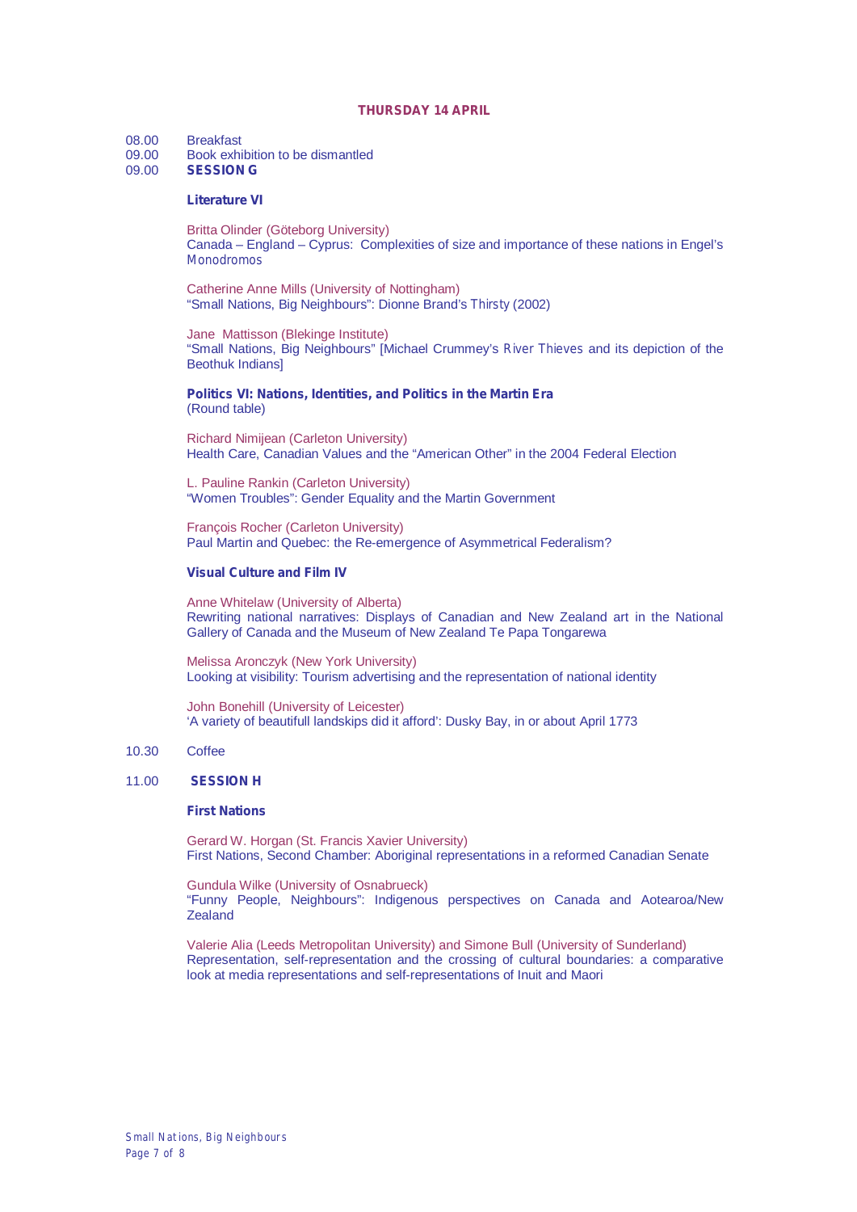## THURSDAY 14 APRIL

08.00 Breakfast
09.00 Book exhibition to be dismantled
09.00 **SESSION G**

**Literature VI**

Britta Olinder (Göteborg University)
Canada – England – Cyprus: Complexities of size and importance of these nations in Engel's *Monodromos*

Catherine Anne Mills (University of Nottingham)
"Small Nations, Big Neighbours": Dionne Brand's *Thirsty* (2002)

Jane Mattisson (Blekinge Institute)
"Small Nations, Big Neighbours" [Michael Crummey's *River Thieves* and its depiction of the Beothuk Indians]

**Politics VI: Nations, Identities, and Politics in the Martin Era**
(Round table)

Richard Nimijean (Carleton University)
Health Care, Canadian Values and the "American Other" in the 2004 Federal Election

L. Pauline Rankin (Carleton University)
"Women Troubles": Gender Equality and the Martin Government

François Rocher (Carleton University)
Paul Martin and Quebec: the Re-emergence of Asymmetrical Federalism?

**Visual Culture and Film IV**

Anne Whitelaw (University of Alberta)
Rewriting national narratives: Displays of Canadian and New Zealand art in the National Gallery of Canada and the Museum of New Zealand Te Papa Tongarewa

Melissa Aronczyk (New York University)
Looking at visibility: Tourism advertising and the representation of national identity

John Bonehill (University of Leicester)
'A variety of beautifull landskips did it afford': Dusky Bay, in or about April 1773

10.30 Coffee

11.00 **SESSION H**

**First Nations**

Gerard W. Horgan (St. Francis Xavier University)
First Nations, Second Chamber: Aboriginal representations in a reformed Canadian Senate

Gundula Wilke (University of Osnabrueck)
"Funny People, Neighbours": Indigenous perspectives on Canada and Aotearoa/New Zealand

Valerie Alia (Leeds Metropolitan University) and Simone Bull (University of Sunderland)
Representation, self-representation and the crossing of cultural boundaries: a comparative look at media representations and self-representations of Inuit and Maori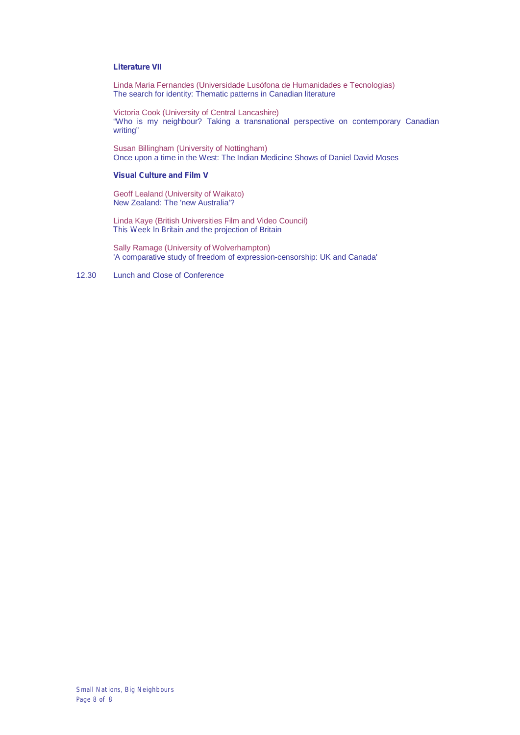**Literature VII**

Linda Maria Fernandes (Universidade Lusófona de Humanidades e Tecnologias)
The search for identity: Thematic patterns in Canadian literature

Victoria Cook (University of Central Lancashire)
"Who is my neighbour? Taking a transnational perspective on contemporary Canadian writing"

Susan Billingham (University of Nottingham)
Once upon a time in the West: The Indian Medicine Shows of Daniel David Moses

**Visual Culture and Film V**

Geoff Lealand (University of Waikato)
New Zealand: The 'new Australia'?

Linda Kaye (British Universities Film and Video Council)
*This Week In Britain* and the projection of Britain

Sally Ramage (University of Wolverhampton)
'A comparative study of freedom of expression-censorship: UK and Canada'

12.30 Lunch and Close of Conference